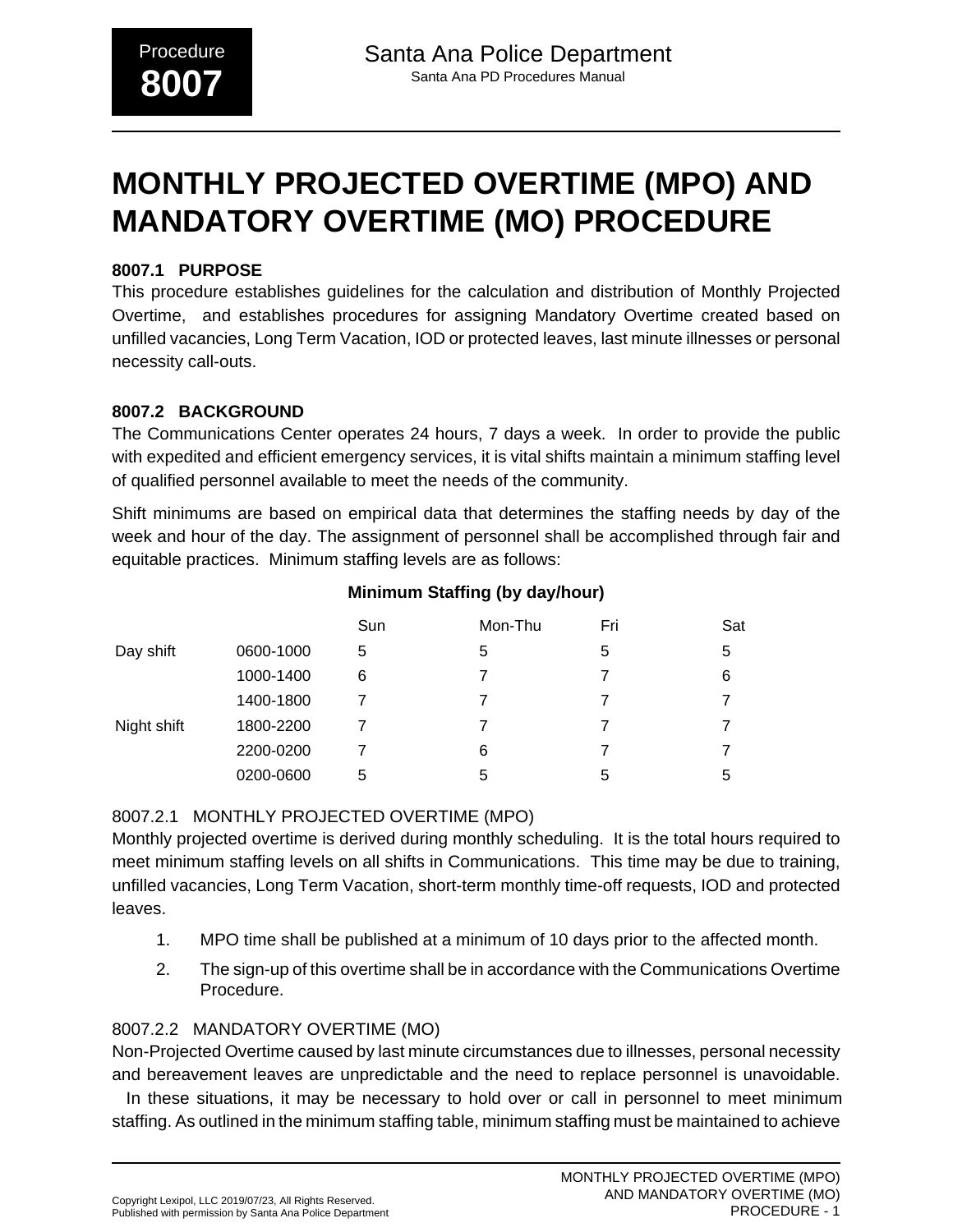# MONTHLY PROJECTED OVERTIME (MPO) AND MANDATORY OVERTIME (MO) PROCEDURE

## 8007.1 PURPOSE

This procedure establishes guidelines for the calculation and distribution of Monthly Projected Overtime, and establishes procedures for assigning Mandatory Overtime created based on unfilled vacancies, Long Term Vacation, IOD or protected leaves, last minute illnesses or personal necessity call-outs.

## 8007.2 BACKGROUND

The Communications Center operates 24 hours, 7 days a week. In order to provide the public with expedited and efficient emergency services, it is vital shifts maintain a minimum staffing level of qualified personnel available to meet the needs of the community.

Shift minimums are based on empirical data that determines the staffing needs by day of the week and hour of the day. The assignment of personnel shall be accomplished through fair and equitable practices. Minimum staffing levels are as follows:

**Minimum Staffing (by day/hour)**

| | | Sun | Mon-Thu | Fri | Sat |
|---|---|---|---|---|---|
| Day shift | 0600-1000 | 5 | 5 | 5 | 5 |
| | 1000-1400 | 6 | 7 | 7 | 6 |
| | 1400-1800 | 7 | 7 | 7 | 7 |
| Night shift | 1800-2200 | 7 | 7 | 7 | 7 |
| | 2200-0200 | 7 | 6 | 7 | 7 |
| | 0200-0600 | 5 | 5 | 5 | 5 |

### 8007.2.1 MONTHLY PROJECTED OVERTIME (MPO)

Monthly projected overtime is derived during monthly scheduling. It is the total hours required to meet minimum staffing levels on all shifts in Communications. This time may be due to training, unfilled vacancies, Long Term Vacation, short-term monthly time-off requests, IOD and protected leaves.

1. MPO time shall be published at a minimum of 10 days prior to the affected month.
2. The sign-up of this overtime shall be in accordance with the Communications Overtime Procedure.

### 8007.2.2 MANDATORY OVERTIME (MO)

Non-Projected Overtime caused by last minute circumstances due to illnesses, personal necessity and bereavement leaves are unpredictable and the need to replace personnel is unavoidable. In these situations, it may be necessary to hold over or call in personnel to meet minimum staffing. As outlined in the minimum staffing table, minimum staffing must be maintained to achieve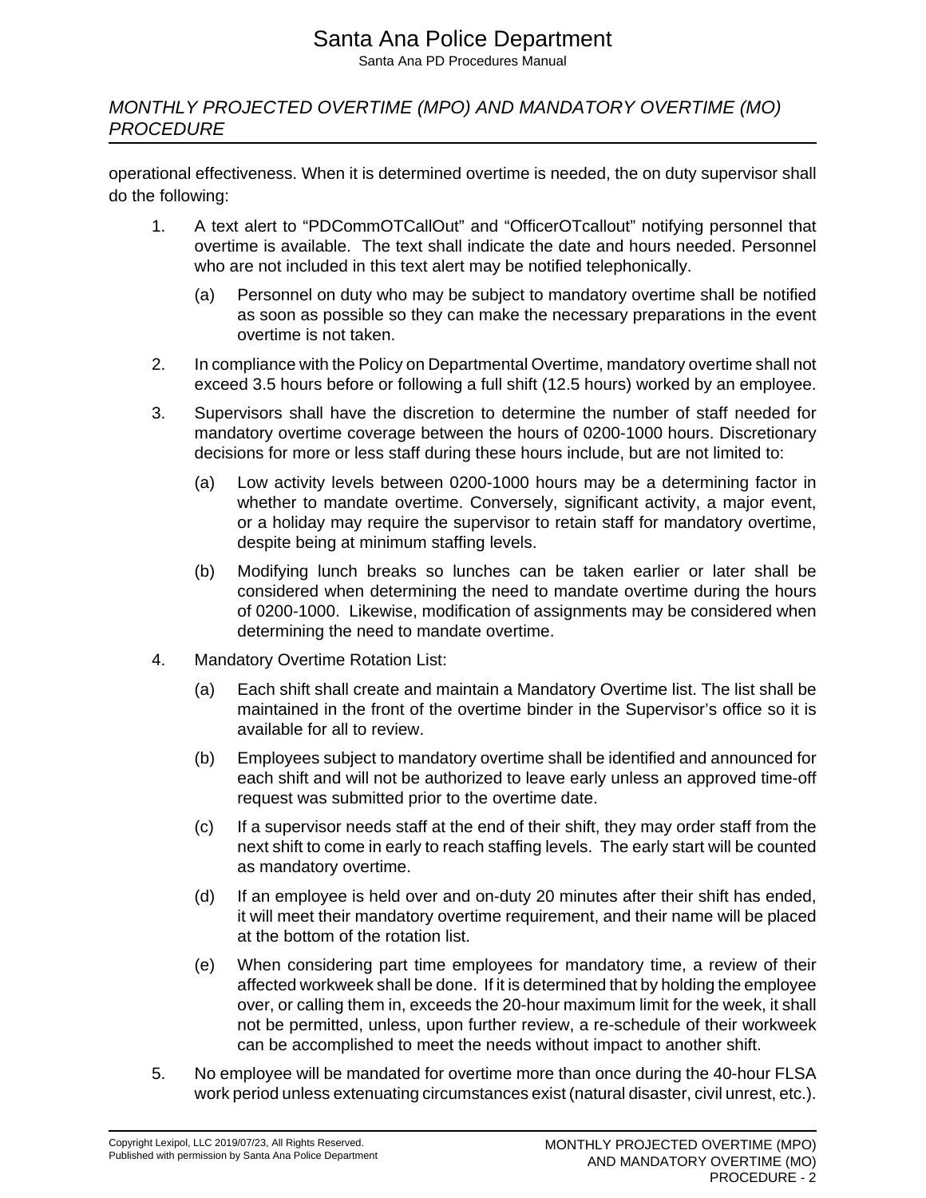operational effectiveness. When it is determined overtime is needed, the on duty supervisor shall do the following:

1. A text alert to “PDCommOTCallOut” and “OfficerOTcallout” notifying personnel that overtime is available. The text shall indicate the date and hours needed. Personnel who are not included in this text alert may be notified telephonically.

    (a) Personnel on duty who may be subject to mandatory overtime shall be notified as soon as possible so they can make the necessary preparations in the event overtime is not taken.

2. In compliance with the Policy on Departmental Overtime, mandatory overtime shall not exceed 3.5 hours before or following a full shift (12.5 hours) worked by an employee.

3. Supervisors shall have the discretion to determine the number of staff needed for mandatory overtime coverage between the hours of 0200-1000 hours. Discretionary decisions for more or less staff during these hours include, but are not limited to:

    (a) Low activity levels between 0200-1000 hours may be a determining factor in whether to mandate overtime. Conversely, significant activity, a major event, or a holiday may require the supervisor to retain staff for mandatory overtime, despite being at minimum staffing levels.

    (b) Modifying lunch breaks so lunches can be taken earlier or later shall be considered when determining the need to mandate overtime during the hours of 0200-1000. Likewise, modification of assignments may be considered when determining the need to mandate overtime.

4. Mandatory Overtime Rotation List:

    (a) Each shift shall create and maintain a Mandatory Overtime list. The list shall be maintained in the front of the overtime binder in the Supervisor’s office so it is available for all to review.

    (b) Employees subject to mandatory overtime shall be identified and announced for each shift and will not be authorized to leave early unless an approved time-off request was submitted prior to the overtime date.

    (c) If a supervisor needs staff at the end of their shift, they may order staff from the next shift to come in early to reach staffing levels. The early start will be counted as mandatory overtime.

    (d) If an employee is held over and on-duty 20 minutes after their shift has ended, it will meet their mandatory overtime requirement, and their name will be placed at the bottom of the rotation list.

    (e) When considering part time employees for mandatory time, a review of their affected workweek shall be done. If it is determined that by holding the employee over, or calling them in, exceeds the 20-hour maximum limit for the week, it shall not be permitted, unless, upon further review, a re-schedule of their workweek can be accomplished to meet the needs without impact to another shift.

5. No employee will be mandated for overtime more than once during the 40-hour FLSA work period unless extenuating circumstances exist (natural disaster, civil unrest, etc.).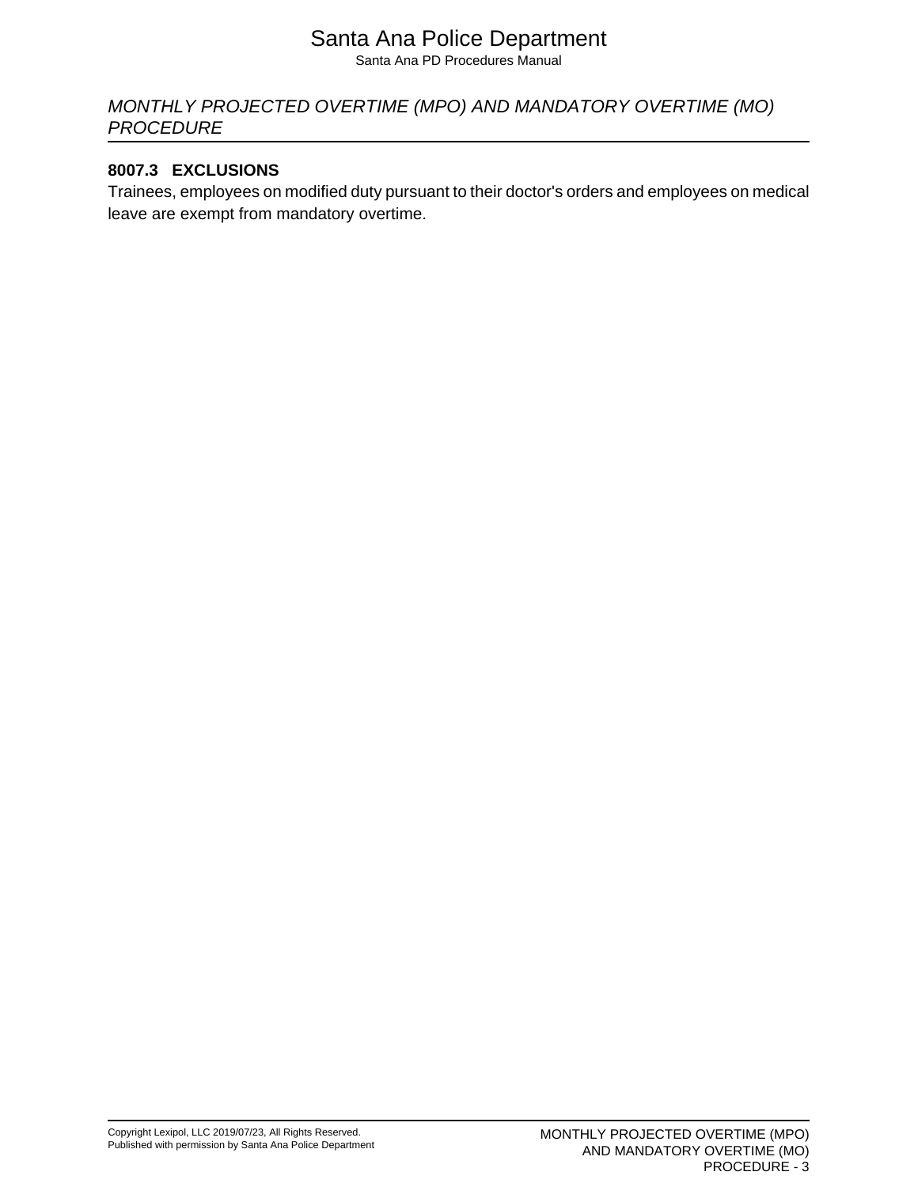### 8007.3 EXCLUSIONS

Trainees, employees on modified duty pursuant to their doctor's orders and employees on medical leave are exempt from mandatory overtime.